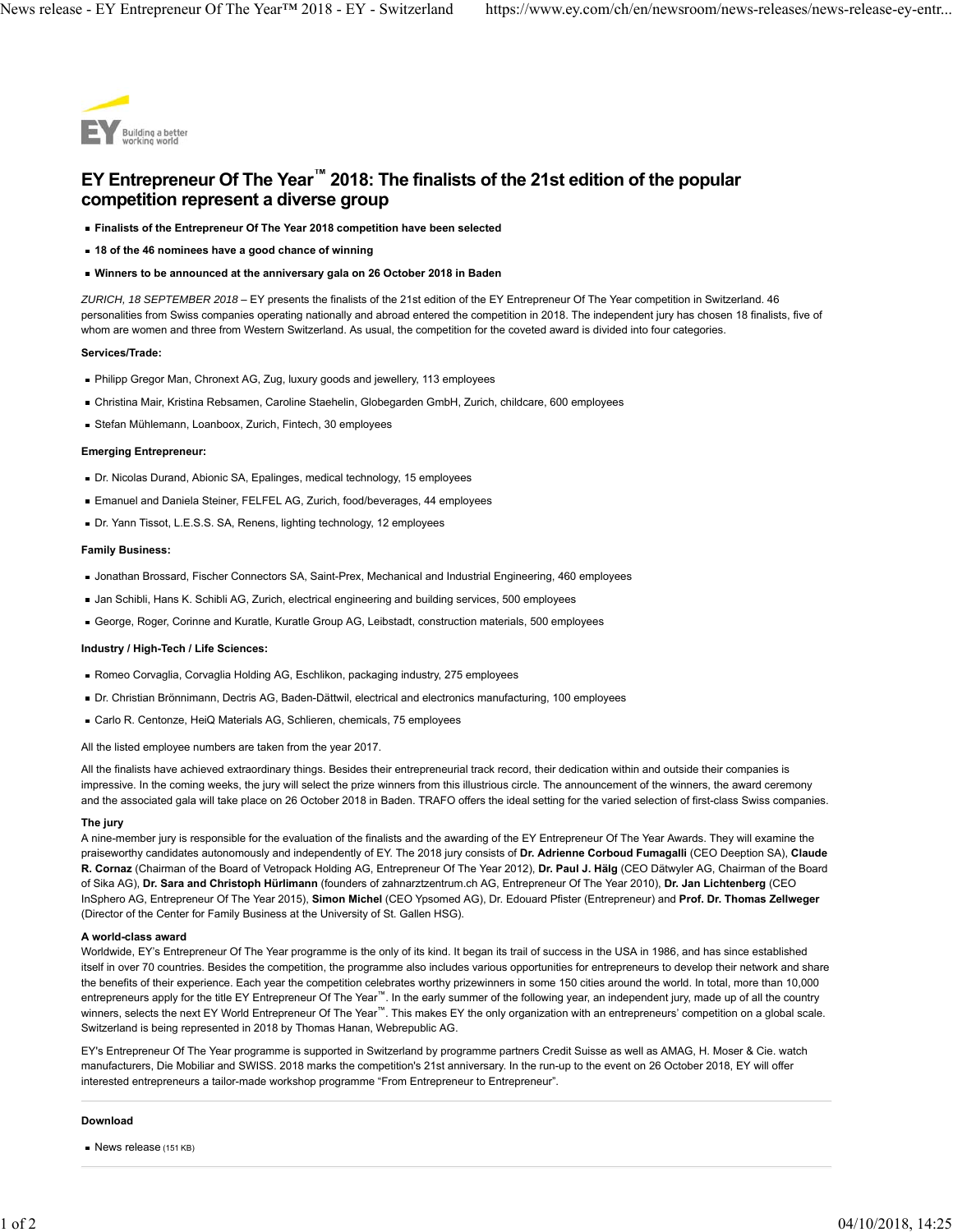# EY Entrepreneur Of The Year™ 2018: The finalists of the 21st edition of the popular competition represent a diverse group

- **Finalists of the Entrepreneur Of The Year 2018 competition have been selected**
- **18 of the 46 nominees have a good chance of winning**
- **Winners to be announced at the anniversary gala on 26 October 2018 in Baden**

*ZURICH, 18 SEPTEMBER 2018* – EY presents the finalists of the 21st edition of the EY Entrepreneur Of The Year competition in Switzerland. 46 personalities from Swiss companies operating nationally and abroad entered the competition in 2018. The independent jury has chosen 18 finalists, five of whom are women and three from Western Switzerland. As usual, the competition for the coveted award is divided into four categories.

**Services/Trade:**

- Philipp Gregor Man, Chronext AG, Zug, luxury goods and jewellery, 113 employees
- Christina Mair, Kristina Rebsamen, Caroline Staehelin, Globegarden GmbH, Zurich, childcare, 600 employees
- Stefan Mühlemann, Loanboox, Zurich, Fintech, 30 employees

**Emerging Entrepreneur:**

- Dr. Nicolas Durand, Abionic SA, Epalinges, medical technology, 15 employees
- Emanuel and Daniela Steiner, FELFEL AG, Zurich, food/beverages, 44 employees
- Dr. Yann Tissot, L.E.S.S. SA, Renens, lighting technology, 12 employees

**Family Business:**

- Jonathan Brossard, Fischer Connectors SA, Saint-Prex, Mechanical and Industrial Engineering, 460 employees
- Jan Schibli, Hans K. Schibli AG, Zurich, electrical engineering and building services, 500 employees
- George, Roger, Corinne and Kuratle, Kuratle Group AG, Leibstadt, construction materials, 500 employees

**Industry / High-Tech / Life Sciences:**

- Romeo Corvaglia, Corvaglia Holding AG, Eschlikon, packaging industry, 275 employees
- Dr. Christian Brönnimann, Dectris AG, Baden-Dättwil, electrical and electronics manufacturing, 100 employees
- Carlo R. Centonze, HeiQ Materials AG, Schlieren, chemicals, 75 employees

All the listed employee numbers are taken from the year 2017.

All the finalists have achieved extraordinary things. Besides their entrepreneurial track record, their dedication within and outside their companies is impressive. In the coming weeks, the jury will select the prize winners from this illustrious circle. The announcement of the winners, the award ceremony and the associated gala will take place on 26 October 2018 in Baden. TRAFO offers the ideal setting for the varied selection of first-class Swiss companies.

**The jury**

A nine-member jury is responsible for the evaluation of the finalists and the awarding of the EY Entrepreneur Of The Year Awards. They will examine the praiseworthy candidates autonomously and independently of EY. The 2018 jury consists of **Dr. Adrienne Corboud Fumagalli** (CEO Deeption SA), **Claude R. Cornaz** (Chairman of the Board of Vetropack Holding AG, Entrepreneur Of The Year 2012), **Dr. Paul J. Hälg** (CEO Dätwyler AG, Chairman of the Board of Sika AG), **Dr. Sara and Christoph Hürlimann** (founders of zahnarztzentrum.ch AG, Entrepreneur Of The Year 2010), **Dr. Jan Lichtenberg** (CEO InSphero AG, Entrepreneur Of The Year 2015), **Simon Michel** (CEO Ypsomed AG), Dr. Edouard Pfister (Entrepreneur) and **Prof. Dr. Thomas Zellweger** (Director of the Center for Family Business at the University of St. Gallen HSG).

**A world-class award**

Worldwide, EY's Entrepreneur Of The Year programme is the only of its kind. It began its trail of success in the USA in 1986, and has since established itself in over 70 countries. Besides the competition, the programme also includes various opportunities for entrepreneurs to develop their network and share the benefits of their experience. Each year the competition celebrates worthy prizewinners in some 150 cities around the world. In total, more than 10,000 entrepreneurs apply for the title EY Entrepreneur Of The Year™. In the early summer of the following year, an independent jury, made up of all the country winners, selects the next EY World Entrepreneur Of The Year™. This makes EY the only organization with an entrepreneurs' competition on a global scale. Switzerland is being represented in 2018 by Thomas Hanan, Webrepublic AG.

EY's Entrepreneur Of The Year programme is supported in Switzerland by programme partners Credit Suisse as well as AMAG, H. Moser & Cie. watch manufacturers, Die Mobiliar and SWISS. 2018 marks the competition's 21st anniversary. In the run-up to the event on 26 October 2018, EY will offer interested entrepreneurs a tailor-made workshop programme "From Entrepreneur to Entrepreneur".

**Download**

- News release (151 KB)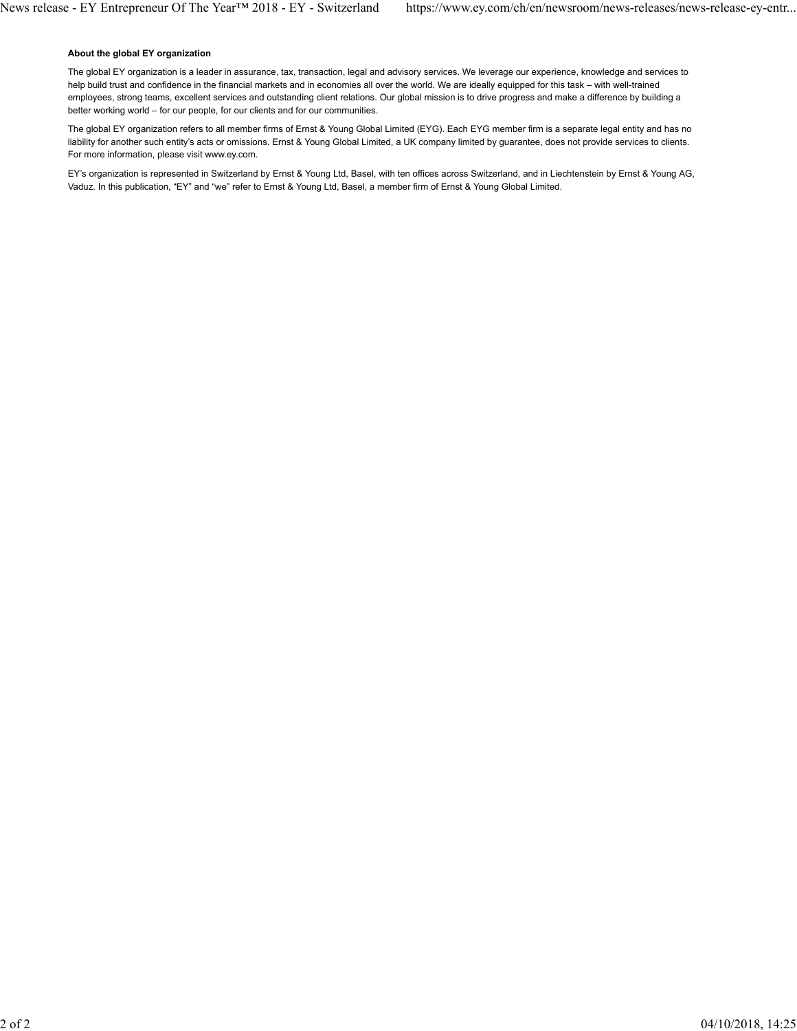**About the global EY organization**

The global EY organization is a leader in assurance, tax, transaction, legal and advisory services. We leverage our experience, knowledge and services to help build trust and confidence in the financial markets and in economies all over the world. We are ideally equipped for this task – with well-trained employees, strong teams, excellent services and outstanding client relations. Our global mission is to drive progress and make a difference by building a better working world – for our people, for our clients and for our communities.

The global EY organization refers to all member firms of Ernst & Young Global Limited (EYG). Each EYG member firm is a separate legal entity and has no liability for another such entity's acts or omissions. Ernst & Young Global Limited, a UK company limited by guarantee, does not provide services to clients. For more information, please visit www.ey.com.

EY's organization is represented in Switzerland by Ernst & Young Ltd, Basel, with ten offices across Switzerland, and in Liechtenstein by Ernst & Young AG, Vaduz. In this publication, "EY" and "we" refer to Ernst & Young Ltd, Basel, a member firm of Ernst & Young Global Limited.